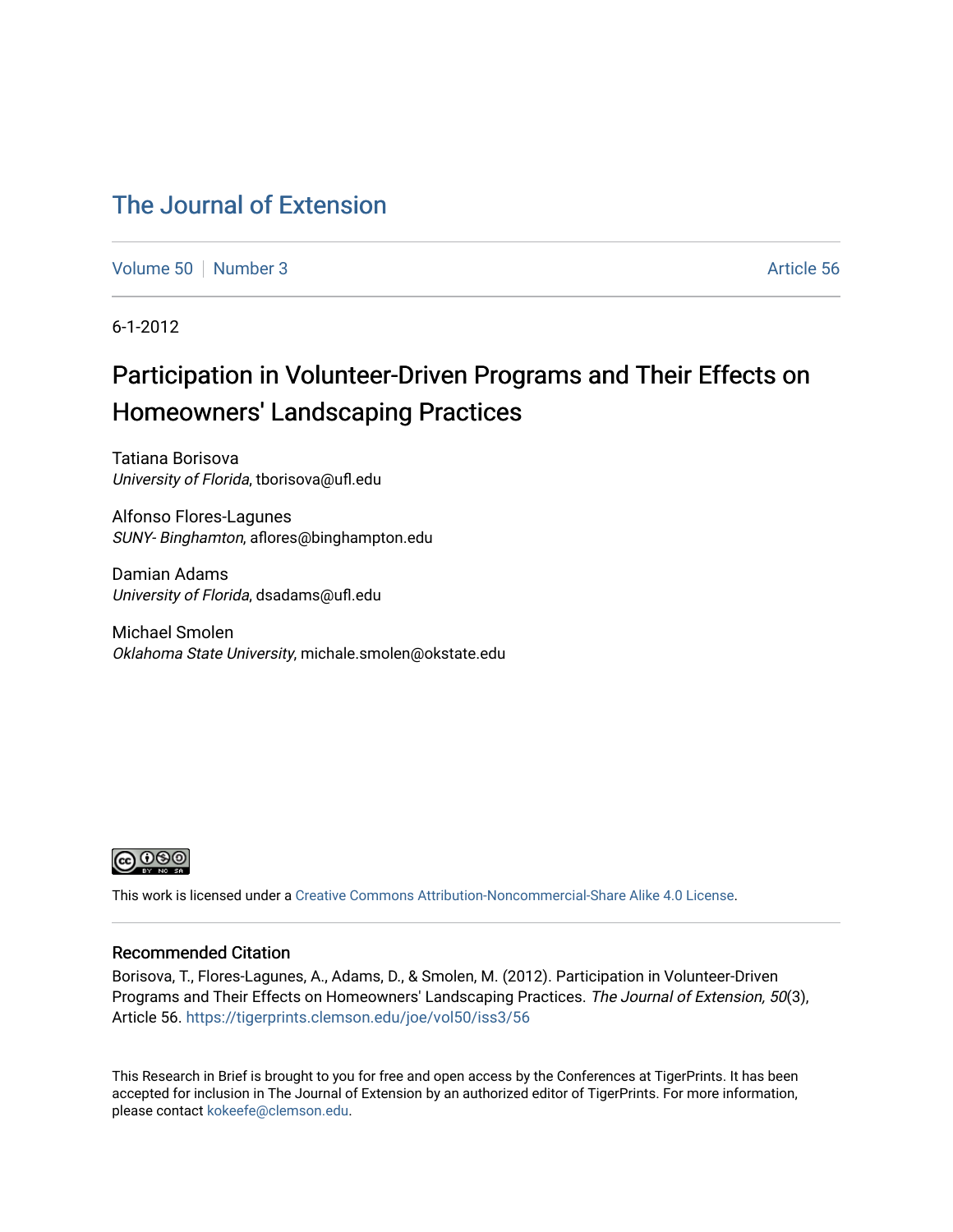# The Journal of Extension

Volume 50 | Number 3 | Article 56

6-1-2012

## Participation in Volunteer-Driven Programs and Their Effects on Homeowners' Landscaping Practices

Tatiana Borisova
*University of Florida*, tborisova@ufl.edu

Alfonso Flores-Lagunes
*SUNY- Binghamton*, aflores@binghampton.edu

Damian Adams
*University of Florida*, dsadams@ufl.edu

Michael Smolen
*Oklahoma State University*, michale.smolen@okstate.edu

This work is licensed under a Creative Commons Attribution-Noncommercial-Share Alike 4.0 License.

### Recommended Citation

Borisova, T., Flores-Lagunes, A., Adams, D., & Smolen, M. (2012). Participation in Volunteer-Driven Programs and Their Effects on Homeowners' Landscaping Practices. *The Journal of Extension, 50*(3), Article 56. https://tigerprints.clemson.edu/joe/vol50/iss3/56

This Research in Brief is brought to you for free and open access by the Conferences at TigerPrints. It has been accepted for inclusion in The Journal of Extension by an authorized editor of TigerPrints. For more information, please contact kokeefe@clemson.edu.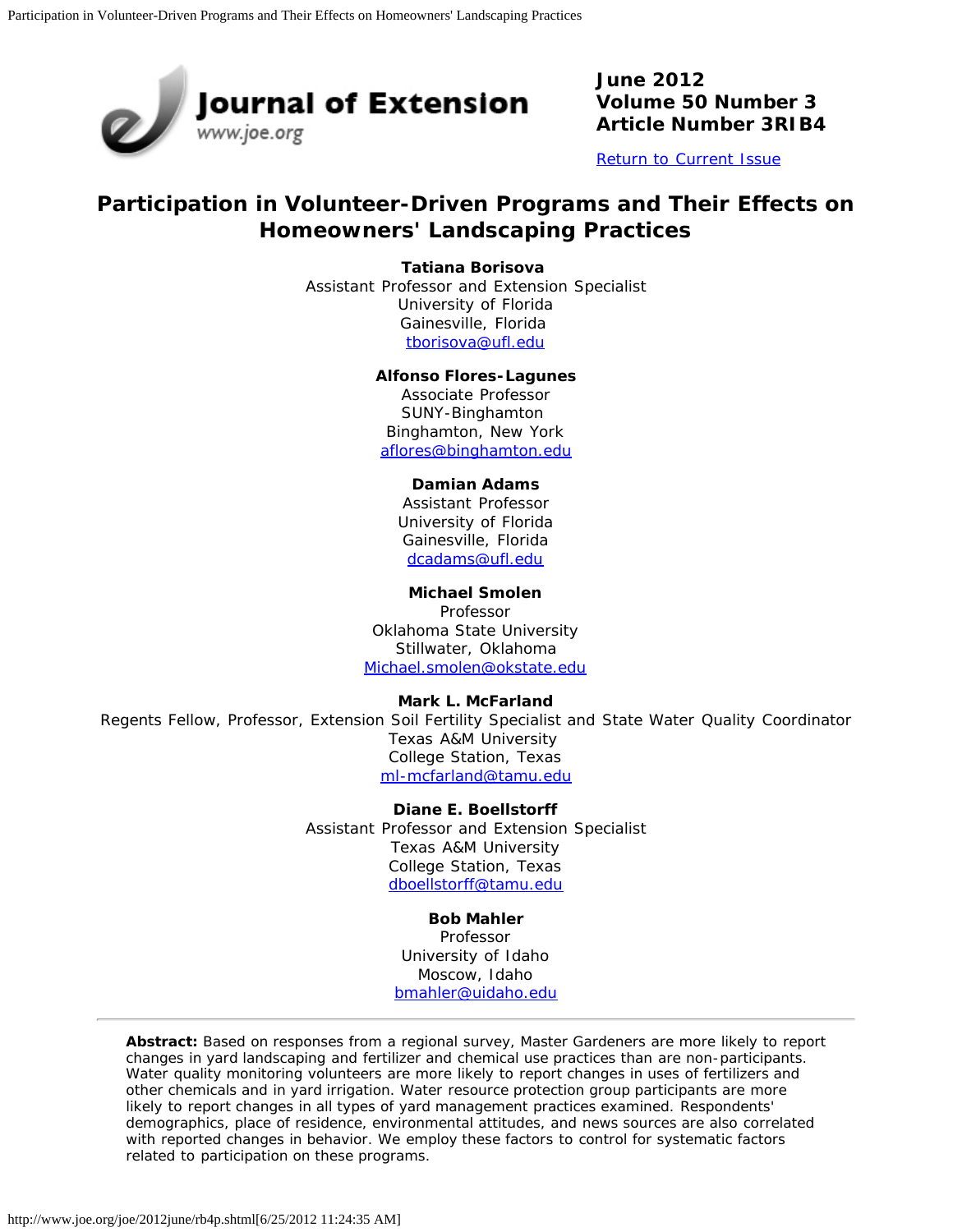**June 2012**
**Volume 50 Number 3**
**Article Number 3RIB4**

[Return to Current Issue](http://www.joe.org/joe/2012june/)

# Participation in Volunteer-Driven Programs and Their Effects on Homeowners' Landscaping Practices

**Tatiana Borisova**
Assistant Professor and Extension Specialist
University of Florida
Gainesville, Florida
tborisova@ufl.edu

**Alfonso Flores-Lagunes**
Associate Professor
SUNY-Binghamton
Binghamton, New York
aflores@binghamton.edu

**Damian Adams**
Assistant Professor
University of Florida
Gainesville, Florida
dcadams@ufl.edu

**Michael Smolen**
Professor
Oklahoma State University
Stillwater, Oklahoma
Michael.smolen@okstate.edu

**Mark L. McFarland**
Regents Fellow, Professor, Extension Soil Fertility Specialist and State Water Quality Coordinator
Texas A&M University
College Station, Texas
ml-mcfarland@tamu.edu

**Diane E. Boellstorff**
Assistant Professor and Extension Specialist
Texas A&M University
College Station, Texas
dboellstorff@tamu.edu

**Bob Mahler**
Professor
University of Idaho
Moscow, Idaho
bmahler@uidaho.edu

---

**Abstract:** Based on responses from a regional survey, Master Gardeners are more likely to report changes in yard landscaping and fertilizer and chemical use practices than are non-participants. Water quality monitoring volunteers are more likely to report changes in uses of fertilizers and other chemicals and in yard irrigation. Water resource protection group participants are more likely to report changes in all types of yard management practices examined. Respondents' demographics, place of residence, environmental attitudes, and news sources are also correlated with reported changes in behavior. We employ these factors to control for systematic factors related to participation on these programs.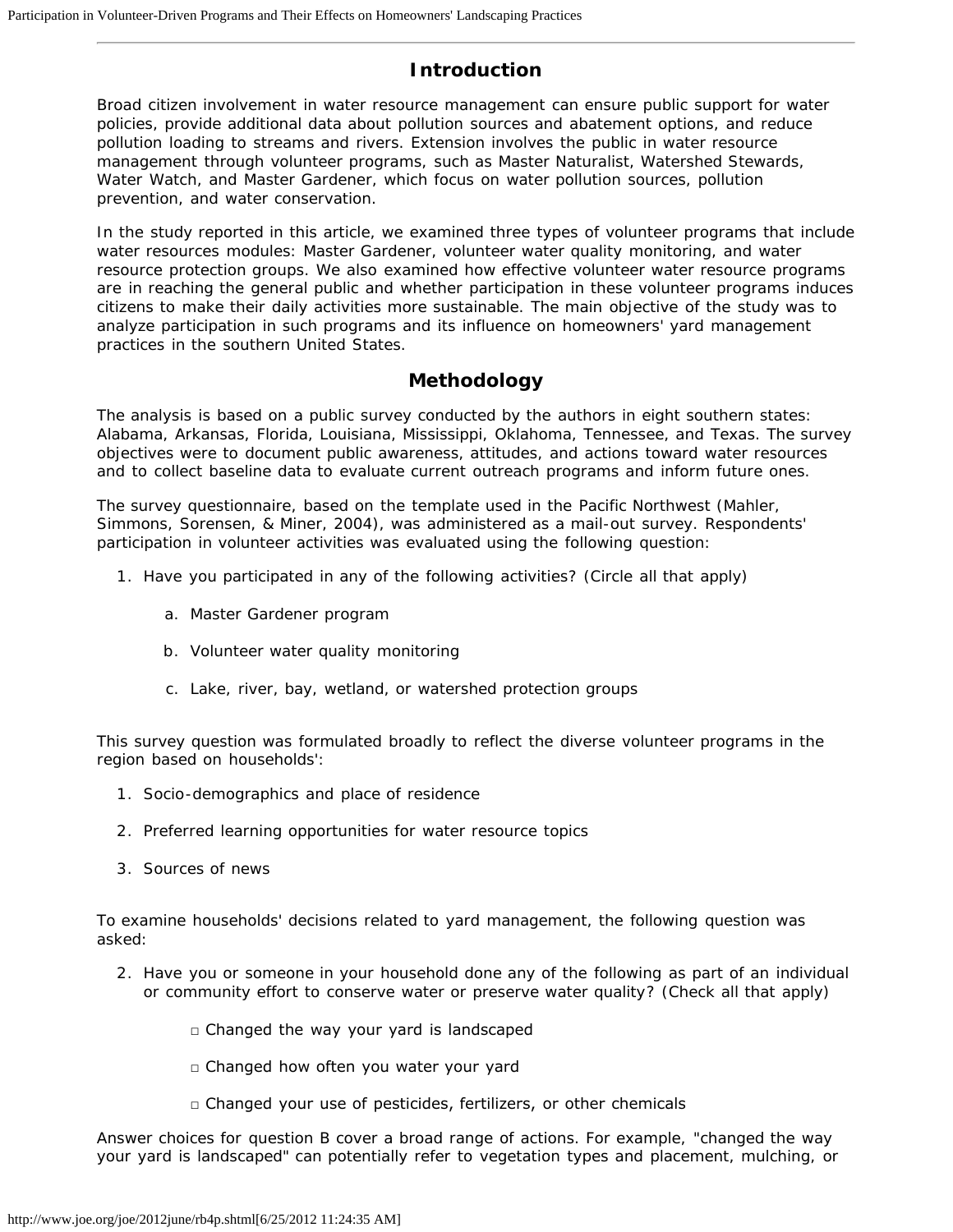## Introduction

Broad citizen involvement in water resource management can ensure public support for water policies, provide additional data about pollution sources and abatement options, and reduce pollution loading to streams and rivers. Extension involves the public in water resource management through volunteer programs, such as Master Naturalist, Watershed Stewards, Water Watch, and Master Gardener, which focus on water pollution sources, pollution prevention, and water conservation.

In the study reported in this article, we examined three types of volunteer programs that include water resources modules: Master Gardener, volunteer water quality monitoring, and water resource protection groups. We also examined how effective volunteer water resource programs are in reaching the general public and whether participation in these volunteer programs induces citizens to make their daily activities more sustainable. The main objective of the study was to analyze participation in such programs and its influence on homeowners' yard management practices in the southern United States.

## Methodology

The analysis is based on a public survey conducted by the authors in eight southern states: Alabama, Arkansas, Florida, Louisiana, Mississippi, Oklahoma, Tennessee, and Texas. The survey objectives were to document public awareness, attitudes, and actions toward water resources and to collect baseline data to evaluate current outreach programs and inform future ones.

The survey questionnaire, based on the template used in the Pacific Northwest (Mahler, Simmons, Sorensen, & Miner, 2004), was administered as a mail-out survey. Respondents' participation in volunteer activities was evaluated using the following question:

1. Have you participated in any of the following activities? (Circle all that apply)
   a. Master Gardener program
   b. Volunteer water quality monitoring
   c. Lake, river, bay, wetland, or watershed protection groups

This survey question was formulated broadly to reflect the diverse volunteer programs in the region based on households':

1. Socio-demographics and place of residence
2. Preferred learning opportunities for water resource topics
3. Sources of news

To examine households' decisions related to yard management, the following question was asked:

2. Have you or someone in your household done any of the following as part of an individual or community effort to conserve water or preserve water quality? (Check all that apply)
   - □ Changed the way your yard is landscaped
   - □ Changed how often you water your yard
   - □ Changed your use of pesticides, fertilizers, or other chemicals

Answer choices for question B cover a broad range of actions. For example, "changed the way your yard is landscaped" can potentially refer to vegetation types and placement, mulching, or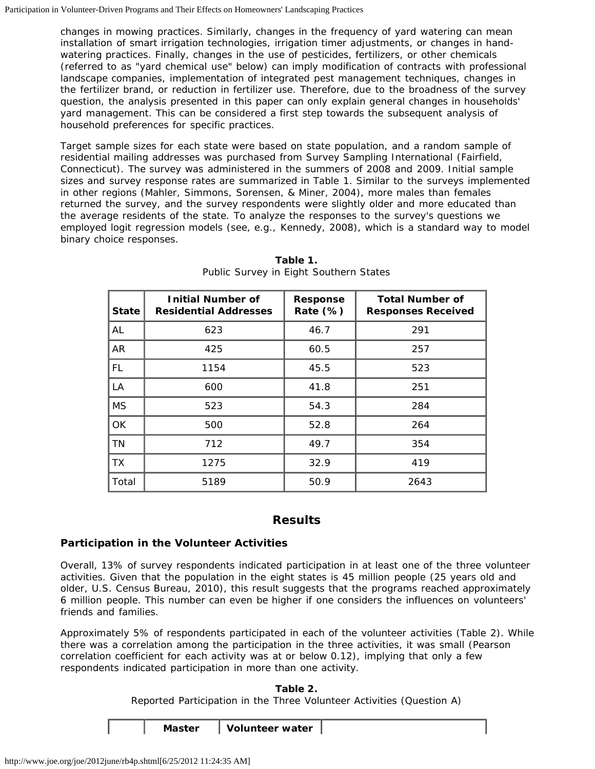changes in mowing practices. Similarly, changes in the frequency of yard watering can mean installation of smart irrigation technologies, irrigation timer adjustments, or changes in hand-watering practices. Finally, changes in the use of pesticides, fertilizers, or other chemicals (referred to as "yard chemical use" below) can imply modification of contracts with professional landscape companies, implementation of integrated pest management techniques, changes in the fertilizer brand, or reduction in fertilizer use. Therefore, due to the broadness of the survey question, the analysis presented in this paper can only explain general changes in households' yard management. This can be considered a first step towards the subsequent analysis of household preferences for specific practices.

Target sample sizes for each state were based on state population, and a random sample of residential mailing addresses was purchased from Survey Sampling International (Fairfield, Connecticut). The survey was administered in the summers of 2008 and 2009. Initial sample sizes and survey response rates are summarized in Table 1. Similar to the surveys implemented in other regions (Mahler, Simmons, Sorensen, & Miner, 2004), more males than females returned the survey, and the survey respondents were slightly older and more educated than the average residents of the state. To analyze the responses to the survey's questions we employed logit regression models (see, e.g., Kennedy, 2008), which is a standard way to model binary choice responses.

**Table 1.**
Public Survey in Eight Southern States

| State | Initial Number of Residential Addresses | Response Rate (%) | Total Number of Responses Received |
|---|---|---|---|
| AL | 623 | 46.7 | 291 |
| AR | 425 | 60.5 | 257 |
| FL | 1154 | 45.5 | 523 |
| LA | 600 | 41.8 | 251 |
| MS | 523 | 54.3 | 284 |
| OK | 500 | 52.8 | 264 |
| TN | 712 | 49.7 | 354 |
| TX | 1275 | 32.9 | 419 |
| Total | 5189 | 50.9 | 2643 |

## Results

### Participation in the Volunteer Activities

Overall, 13% of survey respondents indicated participation in at least one of the three volunteer activities. Given that the population in the eight states is 45 million people (25 years old and older, U.S. Census Bureau, 2010), this result suggests that the programs reached approximately 6 million people. This number can even be higher if one considers the influences on volunteers' friends and families.

Approximately 5% of respondents participated in each of the volunteer activities (Table 2). While there was a correlation among the participation in the three activities, it was small (Pearson correlation coefficient for each activity was at or below 0.12), implying that only a few respondents indicated participation in more than one activity.

**Table 2.**
Reported Participation in the Three Volunteer Activities (Question A)

| | Master | Volunteer water | |
|---|---|---|---|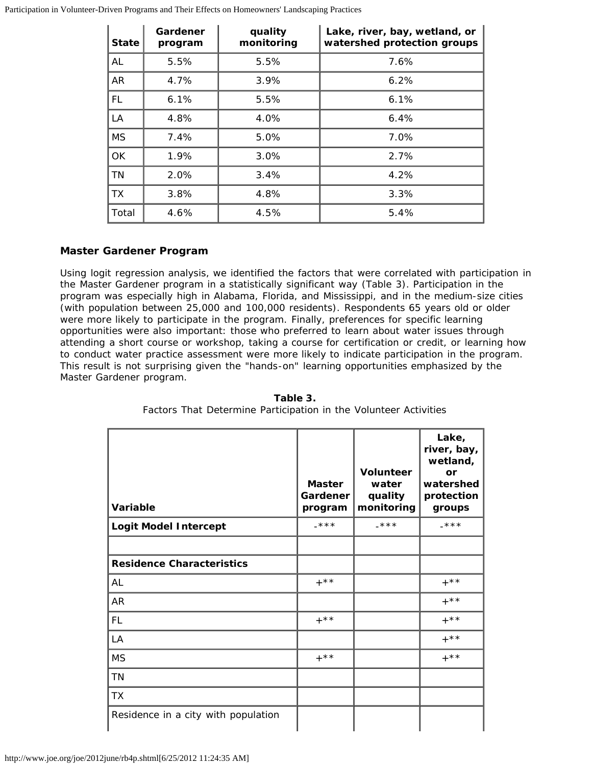| State | Gardener program | quality monitoring | Lake, river, bay, wetland, or watershed protection groups |
|---|---|---|---|
| AL | 5.5% | 5.5% | 7.6% |
| AR | 4.7% | 3.9% | 6.2% |
| FL | 6.1% | 5.5% | 6.1% |
| LA | 4.8% | 4.0% | 6.4% |
| MS | 7.4% | 5.0% | 7.0% |
| OK | 1.9% | 3.0% | 2.7% |
| TN | 2.0% | 3.4% | 4.2% |
| TX | 3.8% | 4.8% | 3.3% |
| Total | 4.6% | 4.5% | 5.4% |

### Master Gardener Program

Using logit regression analysis, we identified the factors that were correlated with participation in the Master Gardener program in a statistically significant way (Table 3). Participation in the program was especially high in Alabama, Florida, and Mississippi, and in the medium-size cities (with population between 25,000 and 100,000 residents). Respondents 65 years old or older were more likely to participate in the program. Finally, preferences for specific learning opportunities were also important: those who preferred to learn about water issues through attending a short course or workshop, taking a course for certification or credit, or learning how to conduct water practice assessment were more likely to indicate participation in the program. This result is not surprising given the "hands-on" learning opportunities emphasized by the Master Gardener program.

**Table 3.**
Factors That Determine Participation in the Volunteer Activities

| Variable | Master Gardener program | Volunteer water quality monitoring | Lake, river, bay, wetland, or watershed protection groups |
|---|---|---|---|
| **Logit Model Intercept** | -*** | -*** | -*** |
| | | | |
| **Residence Characteristics** | | | |
| AL | +** | | +** |
| AR | | | +** |
| FL | +** | | +** |
| LA | | | +** |
| MS | +** | | +** |
| TN | | | |
| TX | | | |
| Residence in a city with population | | | |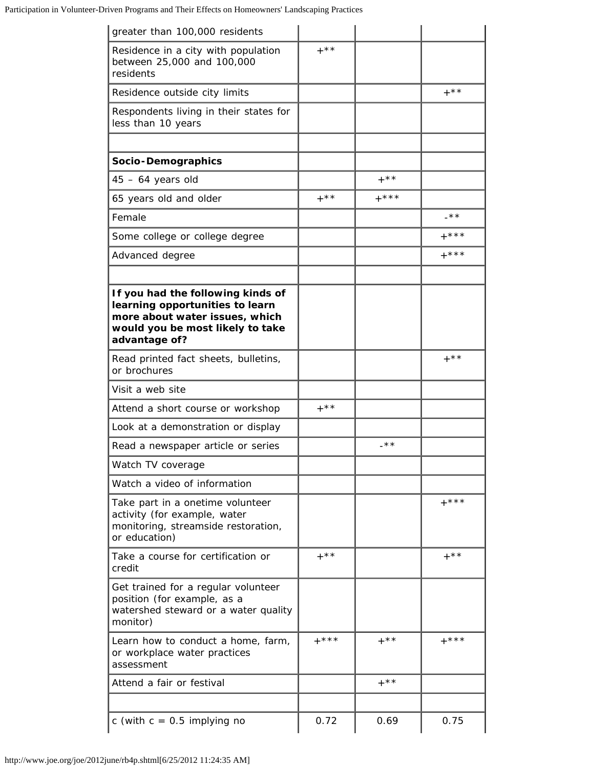| greater than 100,000 residents | | | |
|---|---|---|---|
| Residence in a city with population between 25,000 and 100,000 residents | +** | | |
| Residence outside city limits | | | +** |
| Respondents living in their states for less than 10 years | | | |
| | | | |
| **Socio-Demographics** | | | |
| 45 – 64 years old | | +** | |
| 65 years old and older | +** | +*** | |
| Female | | | -** |
| Some college or college degree | | | +*** |
| Advanced degree | | | +*** |
| | | | |
| **If you had the following kinds of learning opportunities to learn more about water issues, which would you be most likely to take advantage of?** | | | |
| Read printed fact sheets, bulletins, or brochures | | | +** |
| Visit a web site | | | |
| Attend a short course or workshop | +** | | |
| Look at a demonstration or display | | | |
| Read a newspaper article or series | | -** | |
| Watch TV coverage | | | |
| Watch a video of information | | | |
| Take part in a onetime volunteer activity (for example, water monitoring, streamside restoration, or education) | | | +*** |
| Take a course for certification or credit | +** | | +** |
| Get trained for a regular volunteer position (for example, as a watershed steward or a water quality monitor) | | | |
| Learn how to conduct a home, farm, or workplace water practices assessment | +*** | +** | +*** |
| Attend a fair or festival | | +** | |
| | | | |
| c (with c = 0.5 implying no | 0.72 | 0.69 | 0.75 |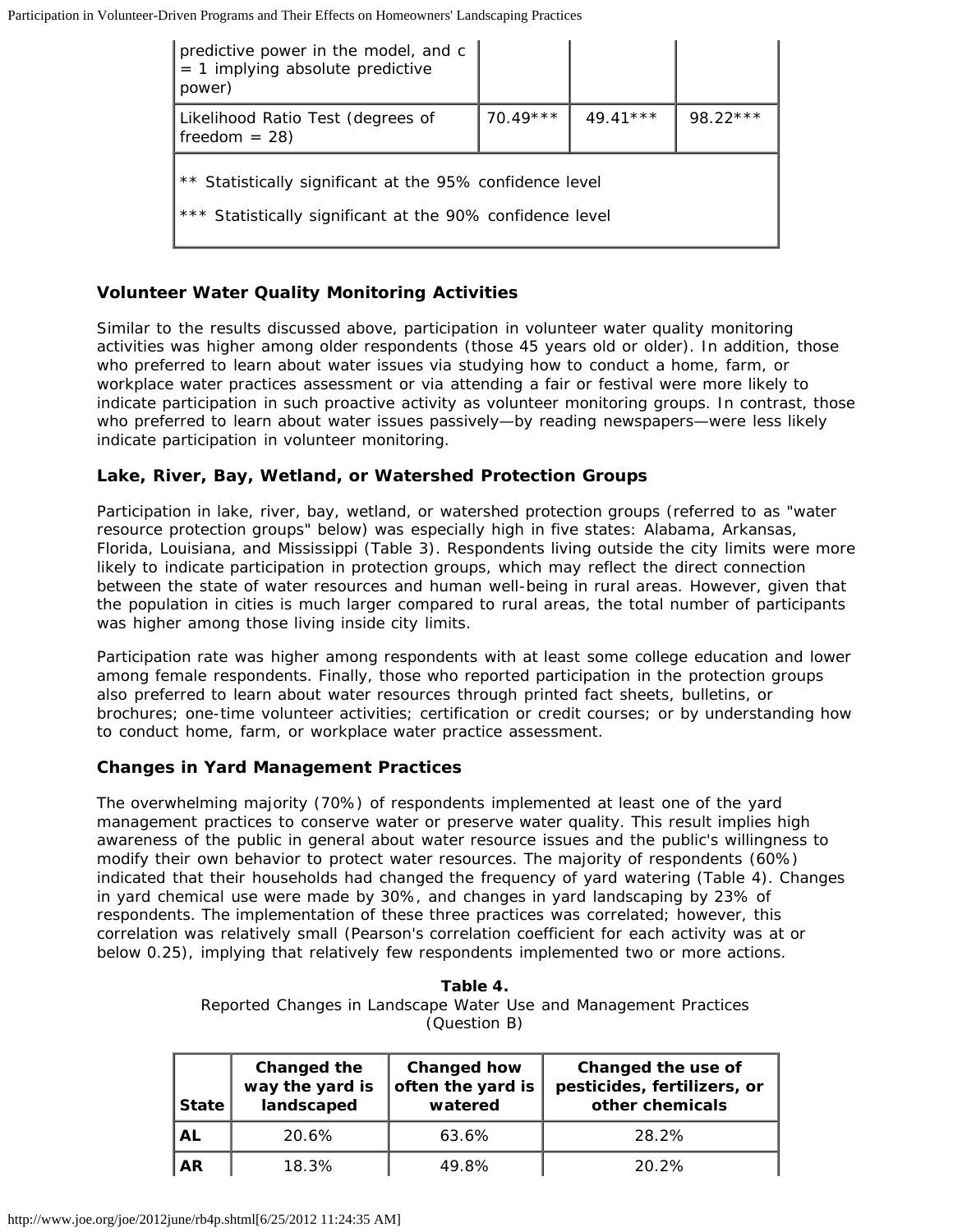| predictive power in the model, and c = 1 implying absolute predictive power) | | | |
|---|---|---|---|
| Likelihood Ratio Test (degrees of freedom = 28) | 70.49*** | 49.41*** | 98.22*** |
| ** Statistically significant at the 95% confidence level<br>*** Statistically significant at the 90% confidence level | | | |

### Volunteer Water Quality Monitoring Activities

Similar to the results discussed above, participation in volunteer water quality monitoring activities was higher among older respondents (those 45 years old or older). In addition, those who preferred to learn about water issues via studying how to conduct a home, farm, or workplace water practices assessment or via attending a fair or festival were more likely to indicate participation in such proactive activity as volunteer monitoring groups. In contrast, those who preferred to learn about water issues passively—by reading newspapers—were less likely indicate participation in volunteer monitoring.

### Lake, River, Bay, Wetland, or Watershed Protection Groups

Participation in lake, river, bay, wetland, or watershed protection groups (referred to as "water resource protection groups" below) was especially high in five states: Alabama, Arkansas, Florida, Louisiana, and Mississippi (Table 3). Respondents living outside the city limits were more likely to indicate participation in protection groups, which may reflect the direct connection between the state of water resources and human well-being in rural areas. However, given that the population in cities is much larger compared to rural areas, the total number of participants was higher among those living inside city limits.

Participation rate was higher among respondents with at least some college education and lower among female respondents. Finally, those who reported participation in the protection groups also preferred to learn about water resources through printed fact sheets, bulletins, or brochures; one-time volunteer activities; certification or credit courses; or by understanding how to conduct home, farm, or workplace water practice assessment.

### Changes in Yard Management Practices

The overwhelming majority (70%) of respondents implemented at least one of the yard management practices to conserve water or preserve water quality. This result implies high awareness of the public in general about water resource issues and the public's willingness to modify their own behavior to protect water resources. The majority of respondents (60%) indicated that their households had changed the frequency of yard watering (Table 4). Changes in yard chemical use were made by 30%, and changes in yard landscaping by 23% of respondents. The implementation of these three practices was correlated; however, this correlation was relatively small (Pearson's correlation coefficient for each activity was at or below 0.25), implying that relatively few respondents implemented two or more actions.

**Table 4.**
Reported Changes in Landscape Water Use and Management Practices (Question B)

| State | Changed the way the yard is landscaped | Changed how often the yard is watered | Changed the use of pesticides, fertilizers, or other chemicals |
|---|---|---|---|
| AL | 20.6% | 63.6% | 28.2% |
| AR | 18.3% | 49.8% | 20.2% |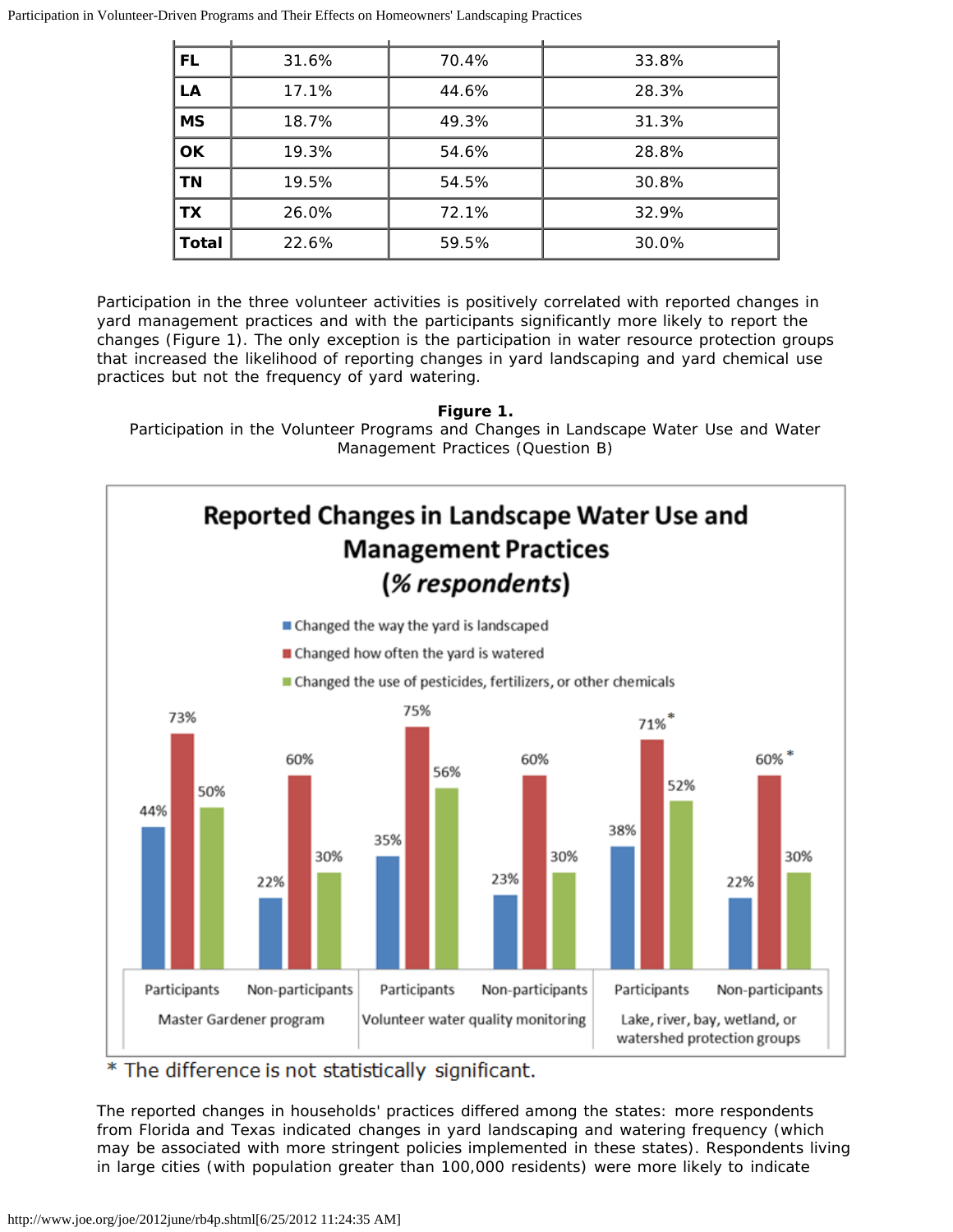| | | | |
|---|---|---|---|
| **FL** | 31.6% | 70.4% | 33.8% |
| **LA** | 17.1% | 44.6% | 28.3% |
| **MS** | 18.7% | 49.3% | 31.3% |
| **OK** | 19.3% | 54.6% | 28.8% |
| **TN** | 19.5% | 54.5% | 30.8% |
| **TX** | 26.0% | 72.1% | 32.9% |
| **Total** | 22.6% | 59.5% | 30.0% |

Participation in the three volunteer activities is positively correlated with reported changes in yard management practices and with the participants significantly more likely to report the changes (Figure 1). The only exception is the participation in water resource protection groups that increased the likelihood of reporting changes in yard landscaping and yard chemical use practices but not the frequency of yard watering.

**Figure 1.**
Participation in the Volunteer Programs and Changes in Landscape Water Use and Water Management Practices (Question B)

**Reported Changes in Landscape Water Use and Management Practices (*% respondents*)**

| | Master Gardener program: Participants | Master Gardener program: Non-participants | Volunteer water quality monitoring: Participants | Volunteer water quality monitoring: Non-participants | Lake, river, bay, wetland, or watershed protection groups: Participants | Lake, river, bay, wetland, or watershed protection groups: Non-participants |
|---|---|---|---|---|---|---|
| Changed the way the yard is landscaped | 44% | 22% | 35% | 23% | 38% | 22% |
| Changed how often the yard is watered | 73% | 60% | 75% | 60% | 71%* | 60%* |
| Changed the use of pesticides, fertilizers, or other chemicals | 50% | 30% | 56% | 30% | 52% | 30% |

\* The difference is not statistically significant.

The reported changes in households' practices differed among the states: more respondents from Florida and Texas indicated changes in yard landscaping and watering frequency (which may be associated with more stringent policies implemented in these states). Respondents living in large cities (with population greater than 100,000 residents) were more likely to indicate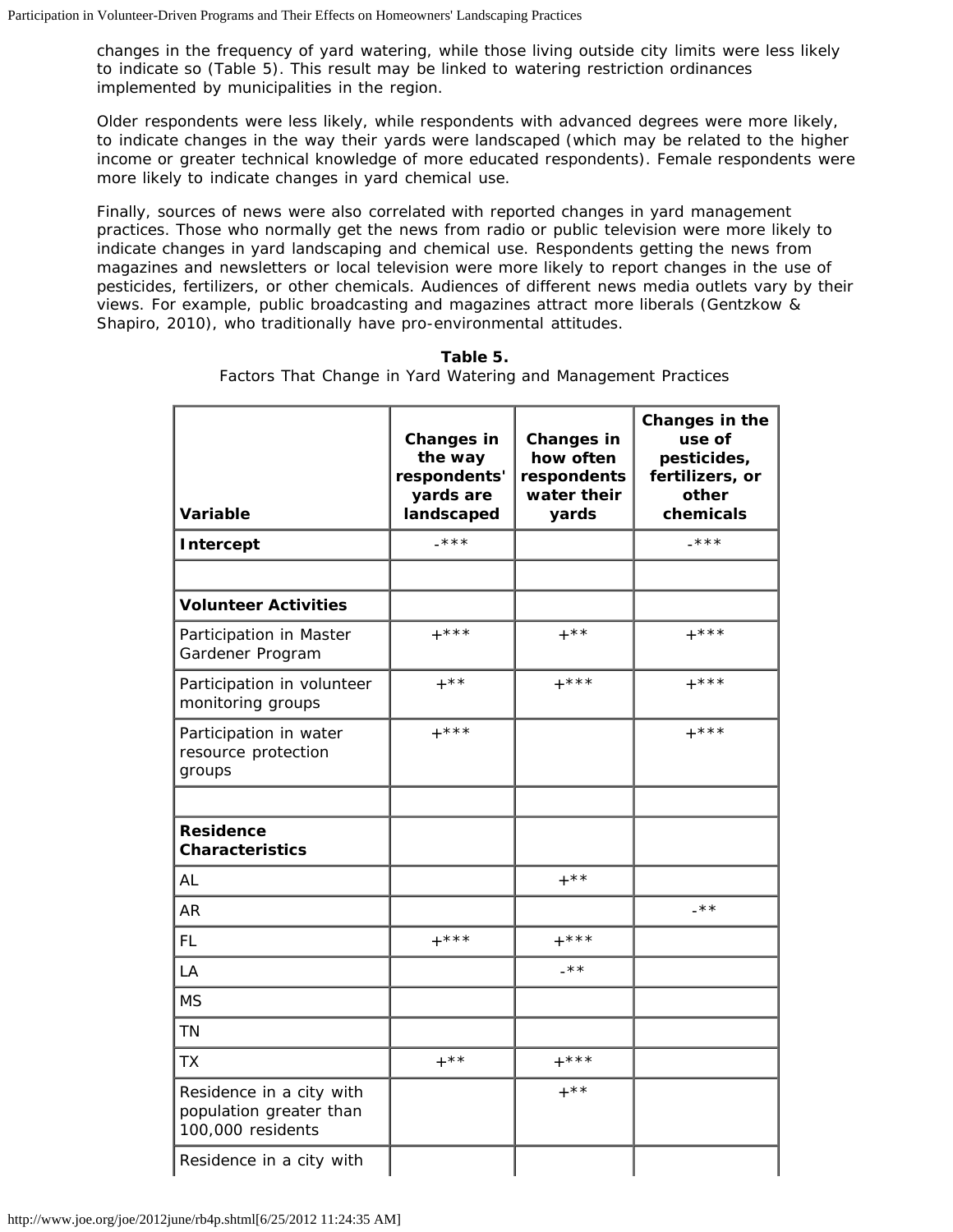changes in the frequency of yard watering, while those living outside city limits were less likely to indicate so (Table 5). This result may be linked to watering restriction ordinances implemented by municipalities in the region.

Older respondents were less likely, while respondents with advanced degrees were more likely, to indicate changes in the way their yards were landscaped (which may be related to the higher income or greater technical knowledge of more educated respondents). Female respondents were more likely to indicate changes in yard chemical use.

Finally, sources of news were also correlated with reported changes in yard management practices. Those who normally get the news from radio or public television were more likely to indicate changes in yard landscaping and chemical use. Respondents getting the news from magazines and newsletters or local television were more likely to report changes in the use of pesticides, fertilizers, or other chemicals. Audiences of different news media outlets vary by their views. For example, public broadcasting and magazines attract more liberals (Gentzkow & Shapiro, 2010), who traditionally have pro-environmental attitudes.

**Table 5.**
Factors That Change in Yard Watering and Management Practices

| Variable | Changes in the way respondents' yards are landscaped | Changes in how often respondents water their yards | Changes in the use of pesticides, fertilizers, or other chemicals |
|---|---|---|---|
| **Intercept** | -*** | | -*** |
| | | | |
| **Volunteer Activities** | | | |
| Participation in Master Gardener Program | +*** | +** | +*** |
| Participation in volunteer monitoring groups | +** | +*** | +*** |
| Participation in water resource protection groups | +*** | | +*** |
| | | | |
| **Residence Characteristics** | | | |
| AL | | +** | |
| AR | | | -** |
| FL | +*** | +*** | |
| LA | | -** | |
| MS | | | |
| TN | | | |
| TX | +** | +*** | |
| Residence in a city with population greater than 100,000 residents | | +** | |
| Residence in a city with | | | |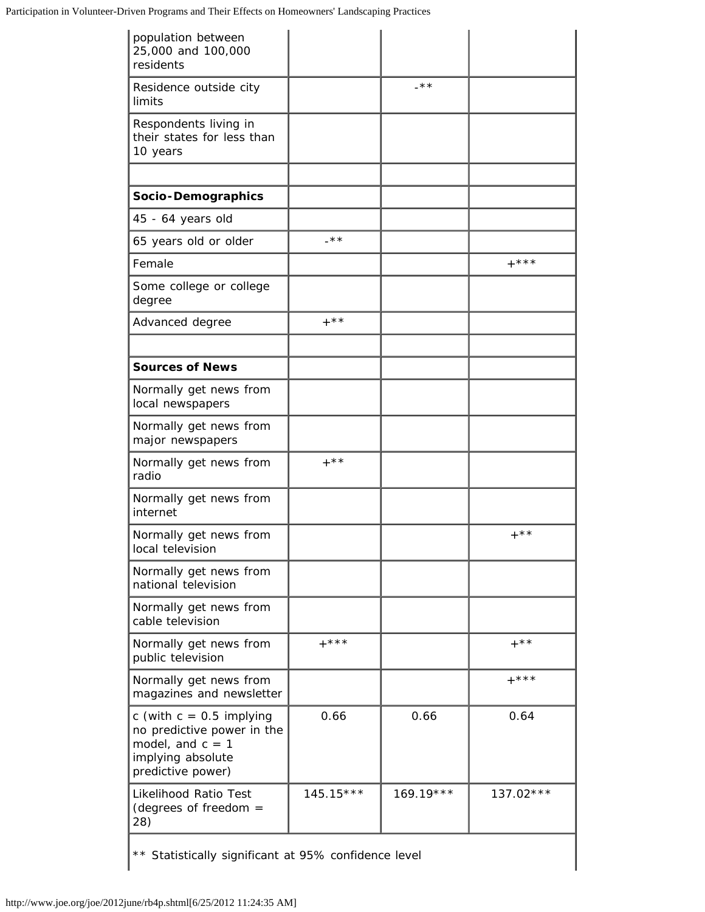| | | | |
|---|---|---|---|
| population between 25,000 and 100,000 residents | | | |
| Residence outside city limits | | -** | |
| Respondents living in their states for less than 10 years | | | |
| | | | |
| **Socio-Demographics** | | | |
| 45 - 64 years old | | | |
| 65 years old or older | -** | | |
| Female | | | +*** |
| Some college or college degree | | | |
| Advanced degree | +** | | |
| | | | |
| **Sources of News** | | | |
| Normally get news from local newspapers | | | |
| Normally get news from major newspapers | | | |
| Normally get news from radio | +** | | |
| Normally get news from internet | | | |
| Normally get news from local television | | | +** |
| Normally get news from national television | | | |
| Normally get news from cable television | | | |
| Normally get news from public television | +*** | | +** |
| Normally get news from magazines and newsletter | | | +*** |
| c (with c = 0.5 implying no predictive power in the model, and c = 1 implying absolute predictive power) | 0.66 | 0.66 | 0.64 |
| Likelihood Ratio Test (degrees of freedom = 28) | 145.15*** | 169.19*** | 137.02*** |

** Statistically significant at 95% confidence level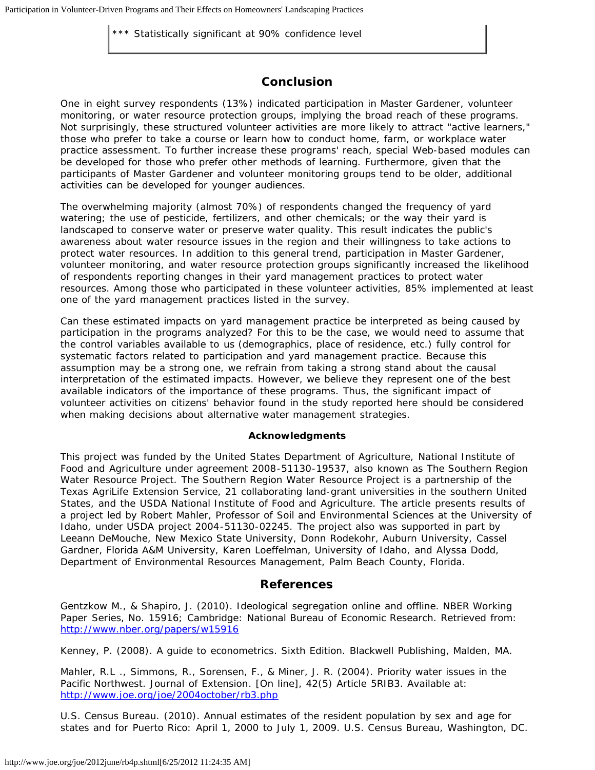*** Statistically significant at 90% confidence level

## Conclusion

One in eight survey respondents (13%) indicated participation in Master Gardener, volunteer monitoring, or water resource protection groups, implying the broad reach of these programs. Not surprisingly, these structured volunteer activities are more likely to attract "active learners," those who prefer to take a course or learn how to conduct home, farm, or workplace water practice assessment. To further increase these programs' reach, special Web-based modules can be developed for those who prefer other methods of learning. Furthermore, given that the participants of Master Gardener and volunteer monitoring groups tend to be older, additional activities can be developed for younger audiences.

The overwhelming majority (almost 70%) of respondents changed the frequency of yard watering; the use of pesticide, fertilizers, and other chemicals; or the way their yard is landscaped to conserve water or preserve water quality. This result indicates the public's awareness about water resource issues in the region and their willingness to take actions to protect water resources. In addition to this general trend, participation in Master Gardener, volunteer monitoring, and water resource protection groups significantly increased the likelihood of respondents reporting changes in their yard management practices to protect water resources. Among those who participated in these volunteer activities, 85% implemented at least one of the yard management practices listed in the survey.

Can these estimated impacts on yard management practice be interpreted as being caused by participation in the programs analyzed? For this to be the case, we would need to assume that the control variables available to us (demographics, place of residence, etc.) fully control for systematic factors related to participation and yard management practice. Because this assumption may be a strong one, we refrain from taking a strong stand about the causal interpretation of the estimated impacts. However, we believe they represent one of the best available indicators of the importance of these programs. Thus, the significant impact of volunteer activities on citizens' behavior found in the study reported here should be considered when making decisions about alternative water management strategies.

### Acknowledgments

This project was funded by the United States Department of Agriculture, National Institute of Food and Agriculture under agreement 2008-51130-19537, also known as The Southern Region Water Resource Project. The Southern Region Water Resource Project is a partnership of the Texas AgriLife Extension Service, 21 collaborating land-grant universities in the southern United States, and the USDA National Institute of Food and Agriculture. The article presents results of a project led by Robert Mahler, Professor of Soil and Environmental Sciences at the University of Idaho, under USDA project 2004-51130-02245. The project also was supported in part by Leeann DeMouche, New Mexico State University, Donn Rodekohr, Auburn University, Cassel Gardner, Florida A&M University, Karen Loeffelman, University of Idaho, and Alyssa Dodd, Department of Environmental Resources Management, Palm Beach County, Florida.

## References

Gentzkow M., & Shapiro, J. (2010). Ideological segregation online and offline. NBER Working Paper Series, No. 15916; Cambridge: National Bureau of Economic Research. Retrieved from: [http://www.nber.org/papers/w15916](http://www.nber.org/papers/w15916)

Kenney, P. (2008). A guide to econometrics. Sixth Edition. Blackwell Publishing, Malden, MA.

Mahler, R.L ., Simmons, R., Sorensen, F., & Miner, J. R. (2004). Priority water issues in the Pacific Northwest. Journal of Extension. [On line], 42(5) Article 5RIB3. Available at: [http://www.joe.org/joe/2004october/rb3.php](http://www.joe.org/joe/2004october/rb3.php)

U.S. Census Bureau. (2010). Annual estimates of the resident population by sex and age for states and for Puerto Rico: April 1, 2000 to July 1, 2009. U.S. Census Bureau, Washington, DC.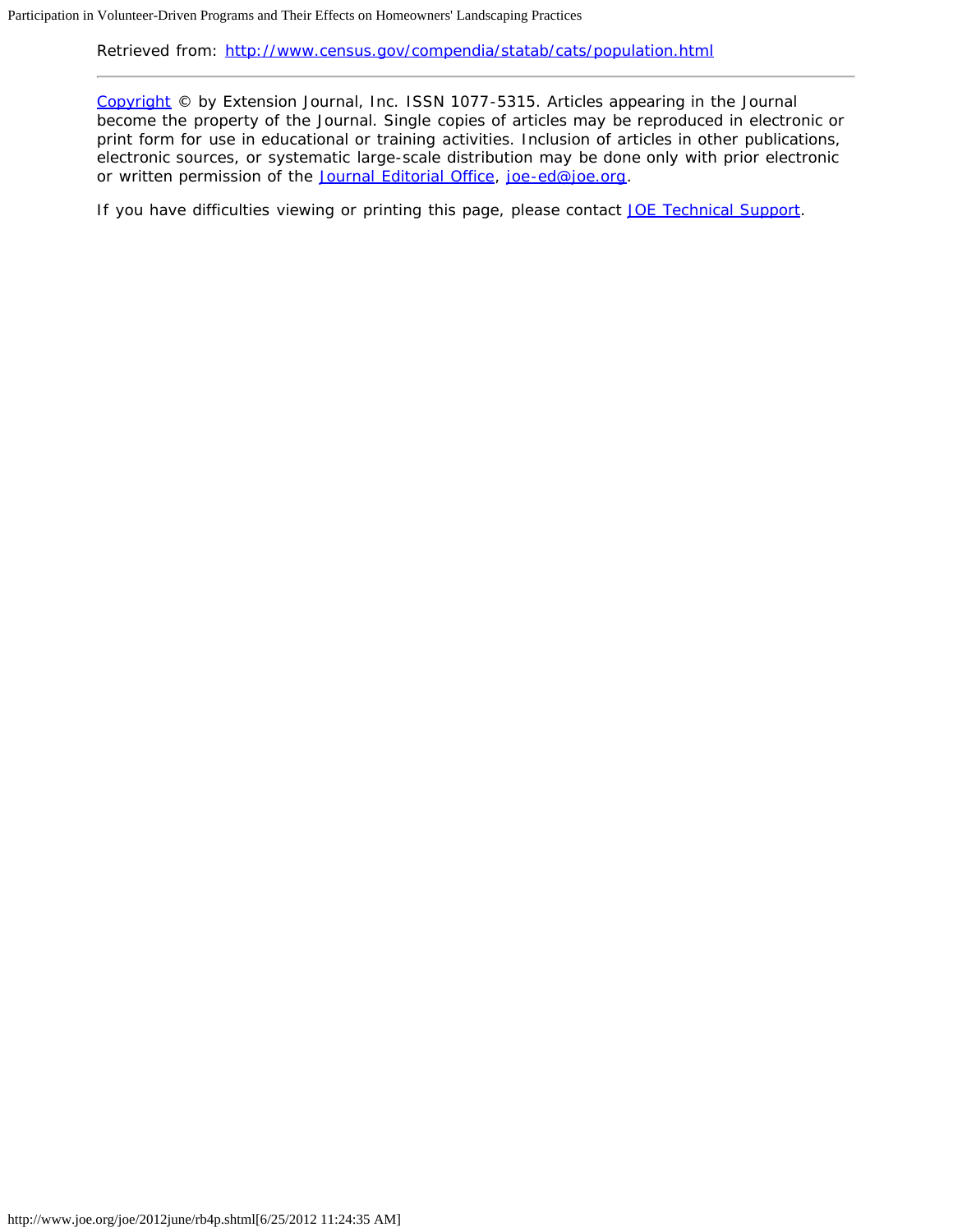Retrieved from: http://www.census.gov/compendia/statab/cats/population.html

---

Copyright © by Extension Journal, Inc. ISSN 1077-5315. Articles appearing in the Journal become the property of the Journal. Single copies of articles may be reproduced in electronic or print form for use in educational or training activities. Inclusion of articles in other publications, electronic sources, or systematic large-scale distribution may be done only with prior electronic or written permission of the Journal Editorial Office, joe-ed@joe.org.

If you have difficulties viewing or printing this page, please contact JOE Technical Support.